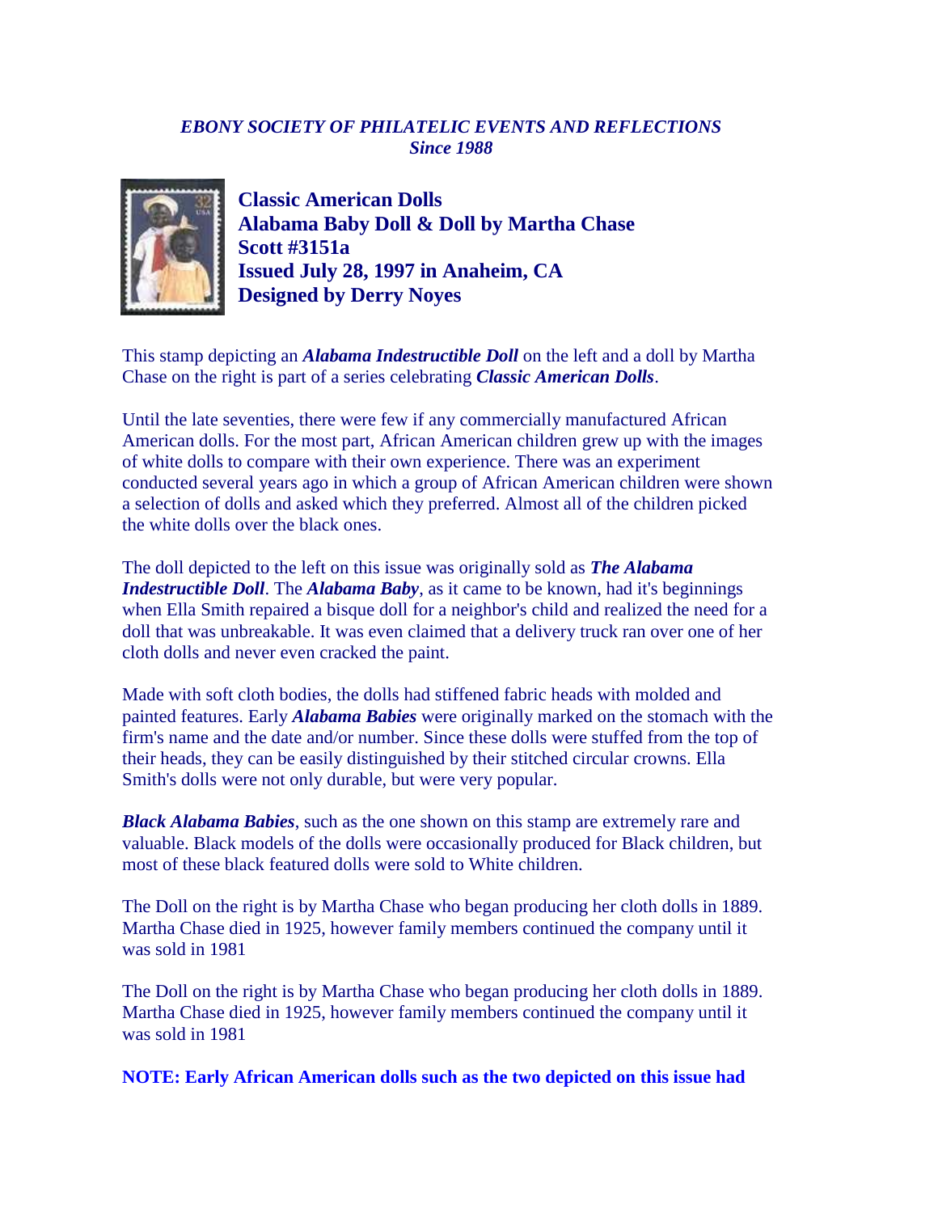*EBONY SOCIETY OF PHILATELIC EVENTS AND REFLECTIONS*
*Since 1988*

**Classic American Dolls**
**Alabama Baby Doll & Doll by Martha Chase**
**Scott #3151a**
**Issued July 28, 1997 in Anaheim, CA**
**Designed by Derry Noyes**

This stamp depicting an ***Alabama Indestructible Doll*** on the left and a doll by Martha Chase on the right is part of a series celebrating ***Classic American Dolls***.

Until the late seventies, there were few if any commercially manufactured African American dolls. For the most part, African American children grew up with the images of white dolls to compare with their own experience. There was an experiment conducted several years ago in which a group of African American children were shown a selection of dolls and asked which they preferred. Almost all of the children picked the white dolls over the black ones.

The doll depicted to the left on this issue was originally sold as ***The Alabama Indestructible Doll***. The ***Alabama Baby***, as it came to be known, had it's beginnings when Ella Smith repaired a bisque doll for a neighbor's child and realized the need for a doll that was unbreakable. It was even claimed that a delivery truck ran over one of her cloth dolls and never even cracked the paint.

Made with soft cloth bodies, the dolls had stiffened fabric heads with molded and painted features. Early ***Alabama Babies*** were originally marked on the stomach with the firm's name and the date and/or number. Since these dolls were stuffed from the top of their heads, they can be easily distinguished by their stitched circular crowns. Ella Smith's dolls were not only durable, but were very popular.

***Black Alabama Babies***, such as the one shown on this stamp are extremely rare and valuable. Black models of the dolls were occasionally produced for Black children, but most of these black featured dolls were sold to White children.

The Doll on the right is by Martha Chase who began producing her cloth dolls in 1889. Martha Chase died in 1925, however family members continued the company until it was sold in 1981

The Doll on the right is by Martha Chase who began producing her cloth dolls in 1889. Martha Chase died in 1925, however family members continued the company until it was sold in 1981

**NOTE: Early African American dolls such as the two depicted on this issue had**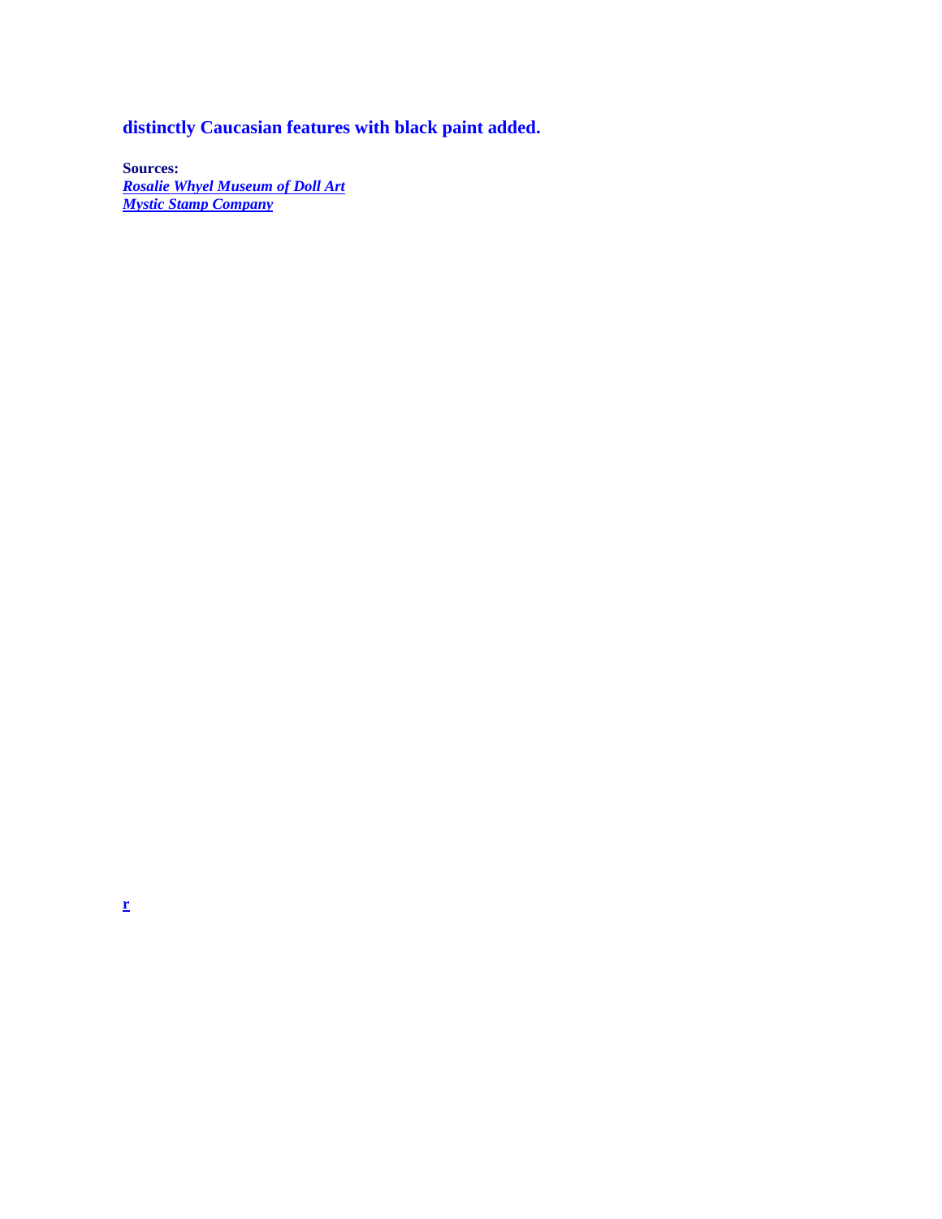**distinctly Caucasian features with black paint added.**

**Sources:**
***Rosalie Whyel Museum of Doll Art***
***Mystic Stamp Company***

**r**